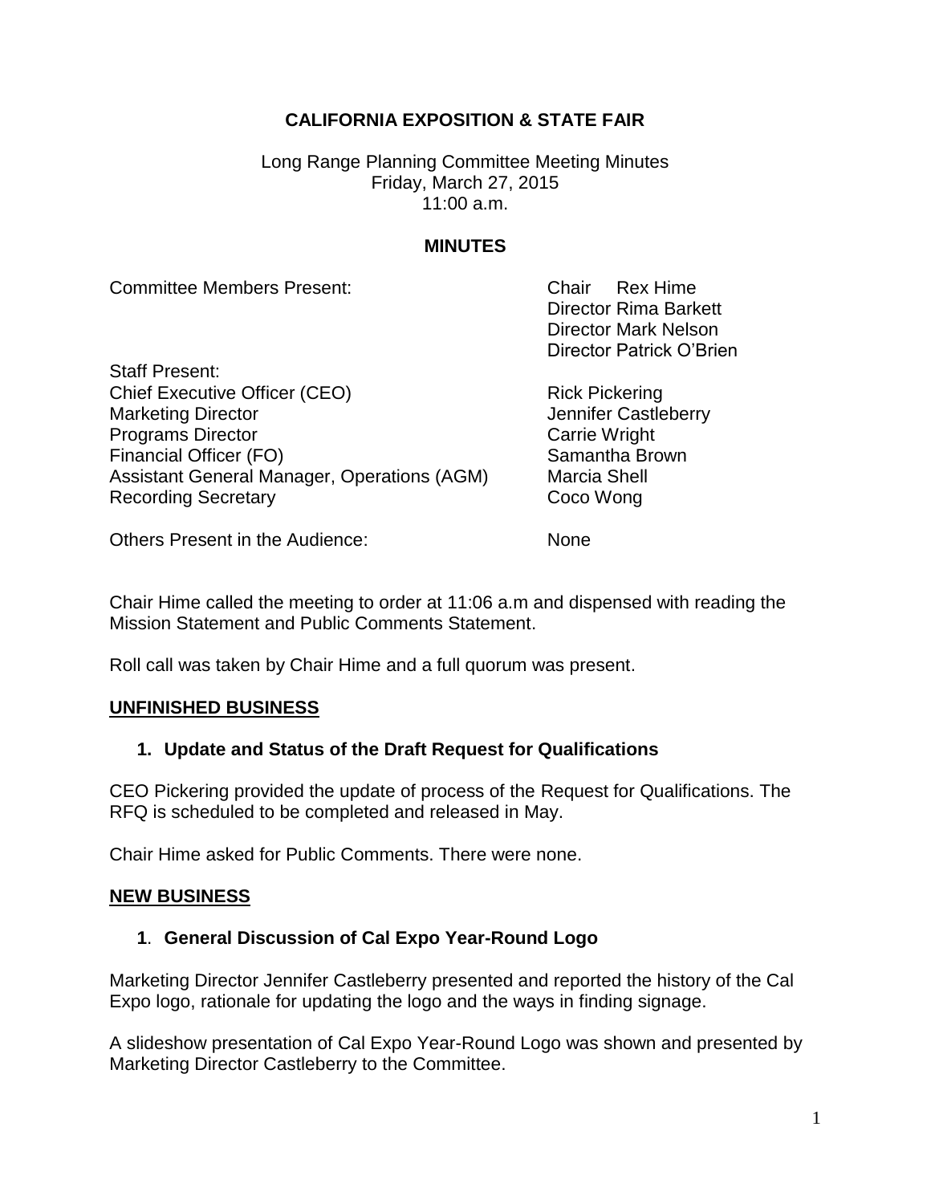**CALIFORNIA EXPOSITION & STATE FAIR**

Long Range Planning Committee Meeting Minutes
Friday, March 27, 2015
11:00 a.m.

**MINUTES**

| | |
|---|---|
| Committee Members Present: | Chair Rex Hime |
| | Director Rima Barkett |
| | Director Mark Nelson |
| | Director Patrick O'Brien |
| Staff Present: | |
| Chief Executive Officer (CEO) | Rick Pickering |
| Marketing Director | Jennifer Castleberry |
| Programs Director | Carrie Wright |
| Financial Officer (FO) | Samantha Brown |
| Assistant General Manager, Operations (AGM) | Marcia Shell |
| Recording Secretary | Coco Wong |
| Others Present in the Audience: | None |

Chair Hime called the meeting to order at 11:06 a.m and dispensed with reading the Mission Statement and Public Comments Statement.

Roll call was taken by Chair Hime and a full quorum was present.

**UNFINISHED BUSINESS**

**1. Update and Status of the Draft Request for Qualifications**

CEO Pickering provided the update of process of the Request for Qualifications. The RFQ is scheduled to be completed and released in May.

Chair Hime asked for Public Comments. There were none.

**NEW BUSINESS**

**1. General Discussion of Cal Expo Year-Round Logo**

Marketing Director Jennifer Castleberry presented and reported the history of the Cal Expo logo, rationale for updating the logo and the ways in finding signage.

A slideshow presentation of Cal Expo Year-Round Logo was shown and presented by Marketing Director Castleberry to the Committee.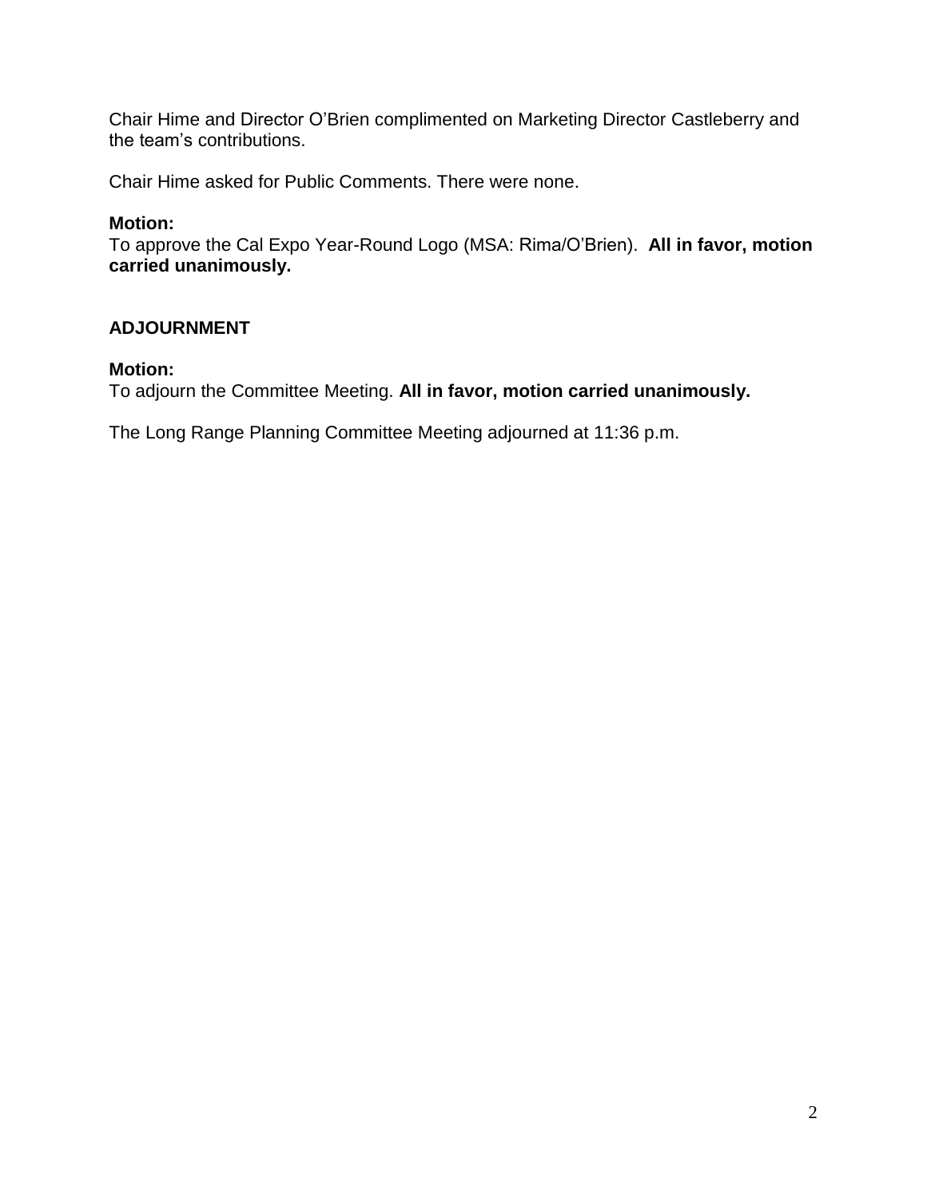Chair Hime and Director O'Brien complimented on Marketing Director Castleberry and the team's contributions.

Chair Hime asked for Public Comments. There were none.

**Motion:**
To approve the Cal Expo Year-Round Logo (MSA: Rima/O'Brien). **All in favor, motion carried unanimously.**

## ADJOURNMENT

**Motion:**
To adjourn the Committee Meeting. **All in favor, motion carried unanimously.**

The Long Range Planning Committee Meeting adjourned at 11:36 p.m.